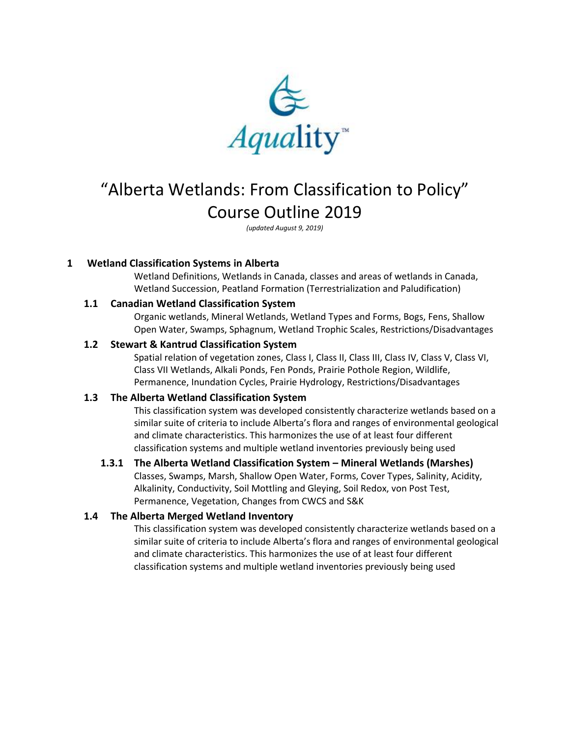Aquality™

# "Alberta Wetlands: From Classification to Policy" Course Outline 2019

*(updated August 9, 2019)*

## 1 Wetland Classification Systems in Alberta

Wetland Definitions, Wetlands in Canada, classes and areas of wetlands in Canada, Wetland Succession, Peatland Formation (Terrestrialization and Paludification)

### 1.1 Canadian Wetland Classification System

Organic wetlands, Mineral Wetlands, Wetland Types and Forms, Bogs, Fens, Shallow Open Water, Swamps, Sphagnum, Wetland Trophic Scales, Restrictions/Disadvantages

### 1.2 Stewart & Kantrud Classification System

Spatial relation of vegetation zones, Class I, Class II, Class III, Class IV, Class V, Class VI, Class VII Wetlands, Alkali Ponds, Fen Ponds, Prairie Pothole Region, Wildlife, Permanence, Inundation Cycles, Prairie Hydrology, Restrictions/Disadvantages

### 1.3 The Alberta Wetland Classification System

This classification system was developed consistently characterize wetlands based on a similar suite of criteria to include Alberta's flora and ranges of environmental geological and climate characteristics. This harmonizes the use of at least four different classification systems and multiple wetland inventories previously being used

#### 1.3.1 The Alberta Wetland Classification System – Mineral Wetlands (Marshes)

Classes, Swamps, Marsh, Shallow Open Water, Forms, Cover Types, Salinity, Acidity, Alkalinity, Conductivity, Soil Mottling and Gleying, Soil Redox, von Post Test, Permanence, Vegetation, Changes from CWCS and S&K

### 1.4 The Alberta Merged Wetland Inventory

This classification system was developed consistently characterize wetlands based on a similar suite of criteria to include Alberta's flora and ranges of environmental geological and climate characteristics. This harmonizes the use of at least four different classification systems and multiple wetland inventories previously being used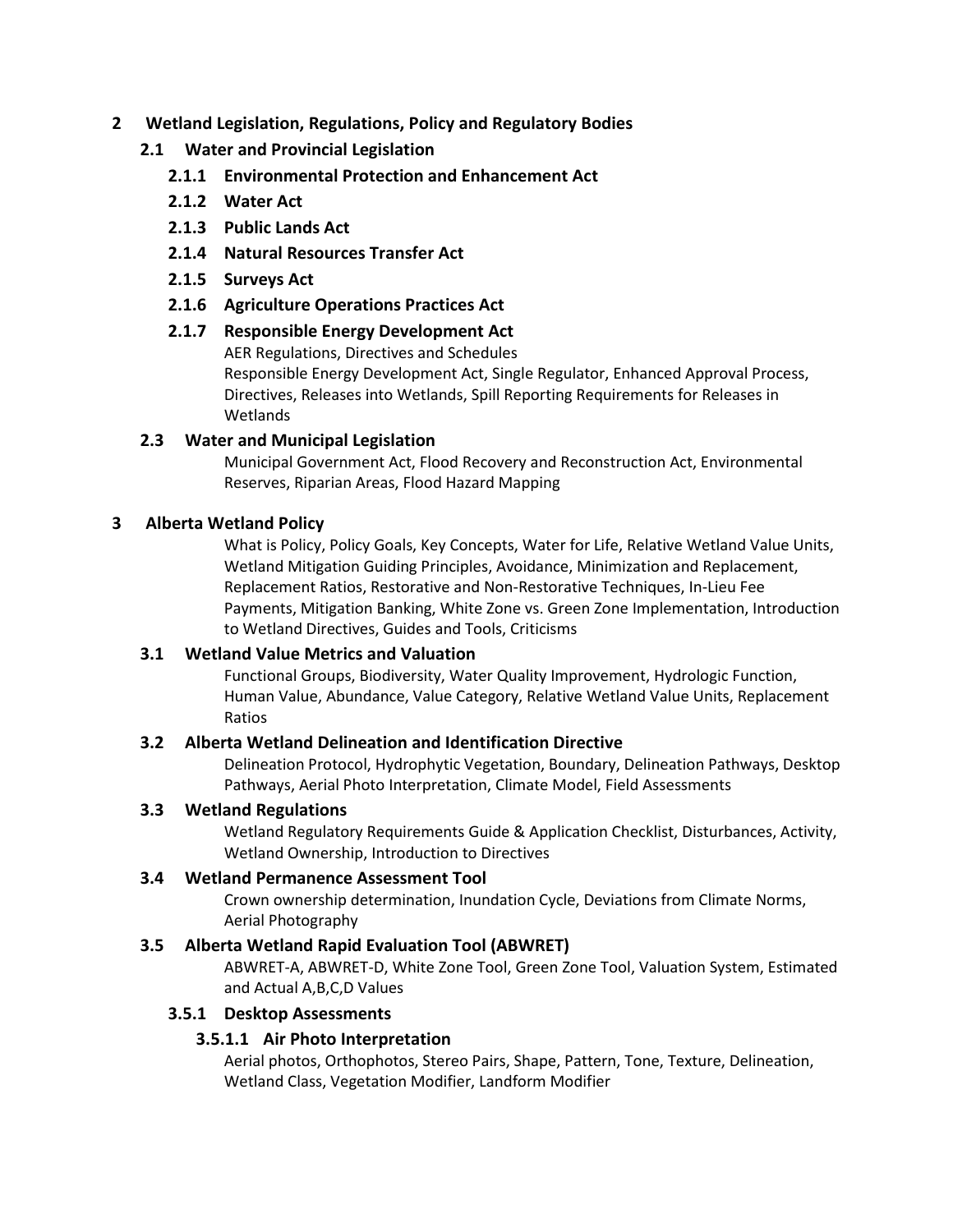# 2 Wetland Legislation, Regulations, Policy and Regulatory Bodies

## 2.1 Water and Provincial Legislation

### 2.1.1 Environmental Protection and Enhancement Act

### 2.1.2 Water Act

### 2.1.3 Public Lands Act

### 2.1.4 Natural Resources Transfer Act

### 2.1.5 Surveys Act

### 2.1.6 Agriculture Operations Practices Act

### 2.1.7 Responsible Energy Development Act

AER Regulations, Directives and Schedules

Responsible Energy Development Act, Single Regulator, Enhanced Approval Process, Directives, Releases into Wetlands, Spill Reporting Requirements for Releases in Wetlands

## 2.3 Water and Municipal Legislation

Municipal Government Act, Flood Recovery and Reconstruction Act, Environmental Reserves, Riparian Areas, Flood Hazard Mapping

# 3 Alberta Wetland Policy

What is Policy, Policy Goals, Key Concepts, Water for Life, Relative Wetland Value Units, Wetland Mitigation Guiding Principles, Avoidance, Minimization and Replacement, Replacement Ratios, Restorative and Non-Restorative Techniques, In-Lieu Fee Payments, Mitigation Banking, White Zone vs. Green Zone Implementation, Introduction to Wetland Directives, Guides and Tools, Criticisms

## 3.1 Wetland Value Metrics and Valuation

Functional Groups, Biodiversity, Water Quality Improvement, Hydrologic Function, Human Value, Abundance, Value Category, Relative Wetland Value Units, Replacement Ratios

## 3.2 Alberta Wetland Delineation and Identification Directive

Delineation Protocol, Hydrophytic Vegetation, Boundary, Delineation Pathways, Desktop Pathways, Aerial Photo Interpretation, Climate Model, Field Assessments

## 3.3 Wetland Regulations

Wetland Regulatory Requirements Guide & Application Checklist, Disturbances, Activity, Wetland Ownership, Introduction to Directives

## 3.4 Wetland Permanence Assessment Tool

Crown ownership determination, Inundation Cycle, Deviations from Climate Norms, Aerial Photography

## 3.5 Alberta Wetland Rapid Evaluation Tool (ABWRET)

ABWRET-A, ABWRET-D, White Zone Tool, Green Zone Tool, Valuation System, Estimated and Actual A,B,C,D Values

### 3.5.1 Desktop Assessments

#### 3.5.1.1 Air Photo Interpretation

Aerial photos, Orthophotos, Stereo Pairs, Shape, Pattern, Tone, Texture, Delineation, Wetland Class, Vegetation Modifier, Landform Modifier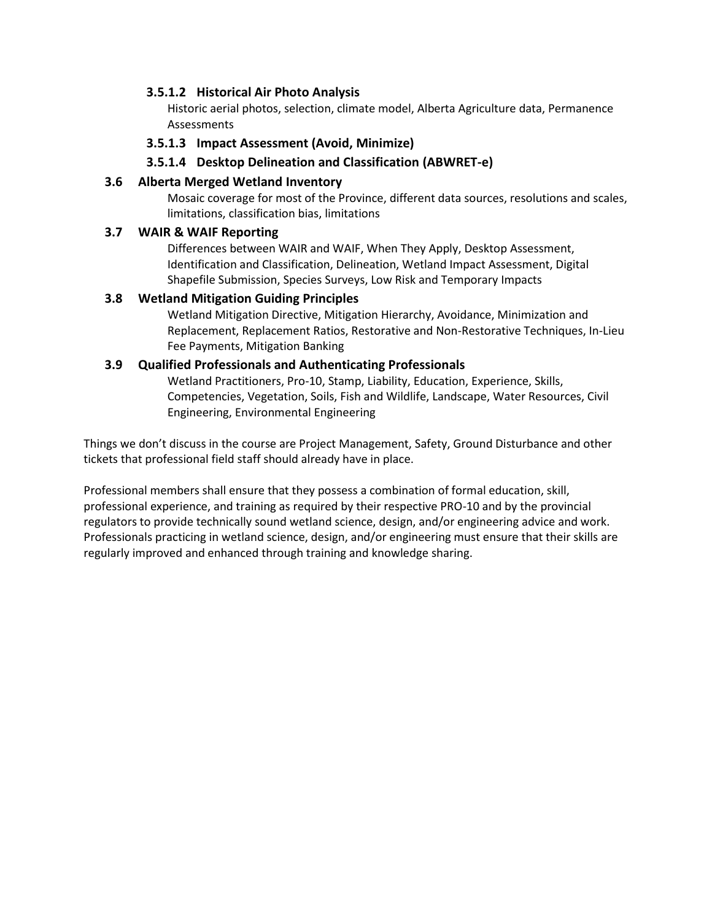#### 3.5.1.2 Historical Air Photo Analysis

Historic aerial photos, selection, climate model, Alberta Agriculture data, Permanence Assessments

#### 3.5.1.3 Impact Assessment (Avoid, Minimize)

#### 3.5.1.4 Desktop Delineation and Classification (ABWRET-e)

### 3.6 Alberta Merged Wetland Inventory

Mosaic coverage for most of the Province, different data sources, resolutions and scales, limitations, classification bias, limitations

### 3.7 WAIR & WAIF Reporting

Differences between WAIR and WAIF, When They Apply, Desktop Assessment, Identification and Classification, Delineation, Wetland Impact Assessment, Digital Shapefile Submission, Species Surveys, Low Risk and Temporary Impacts

### 3.8 Wetland Mitigation Guiding Principles

Wetland Mitigation Directive, Mitigation Hierarchy, Avoidance, Minimization and Replacement, Replacement Ratios, Restorative and Non-Restorative Techniques, In-Lieu Fee Payments, Mitigation Banking

### 3.9 Qualified Professionals and Authenticating Professionals

Wetland Practitioners, Pro-10, Stamp, Liability, Education, Experience, Skills, Competencies, Vegetation, Soils, Fish and Wildlife, Landscape, Water Resources, Civil Engineering, Environmental Engineering

Things we don't discuss in the course are Project Management, Safety, Ground Disturbance and other tickets that professional field staff should already have in place.

Professional members shall ensure that they possess a combination of formal education, skill, professional experience, and training as required by their respective PRO-10 and by the provincial regulators to provide technically sound wetland science, design, and/or engineering advice and work. Professionals practicing in wetland science, design, and/or engineering must ensure that their skills are regularly improved and enhanced through training and knowledge sharing.